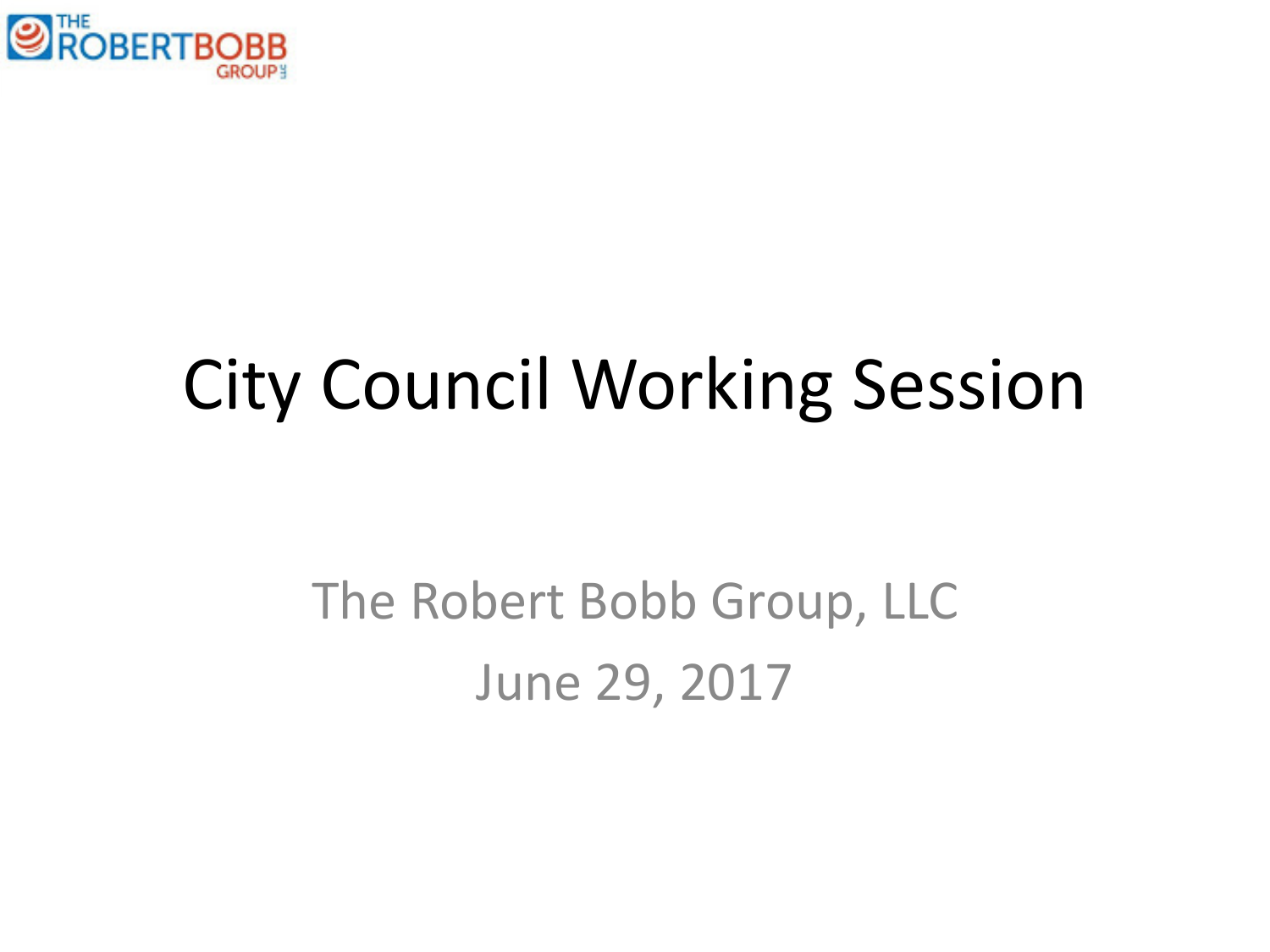# City Council Working Session

The Robert Bobb Group, LLC

June 29, 2017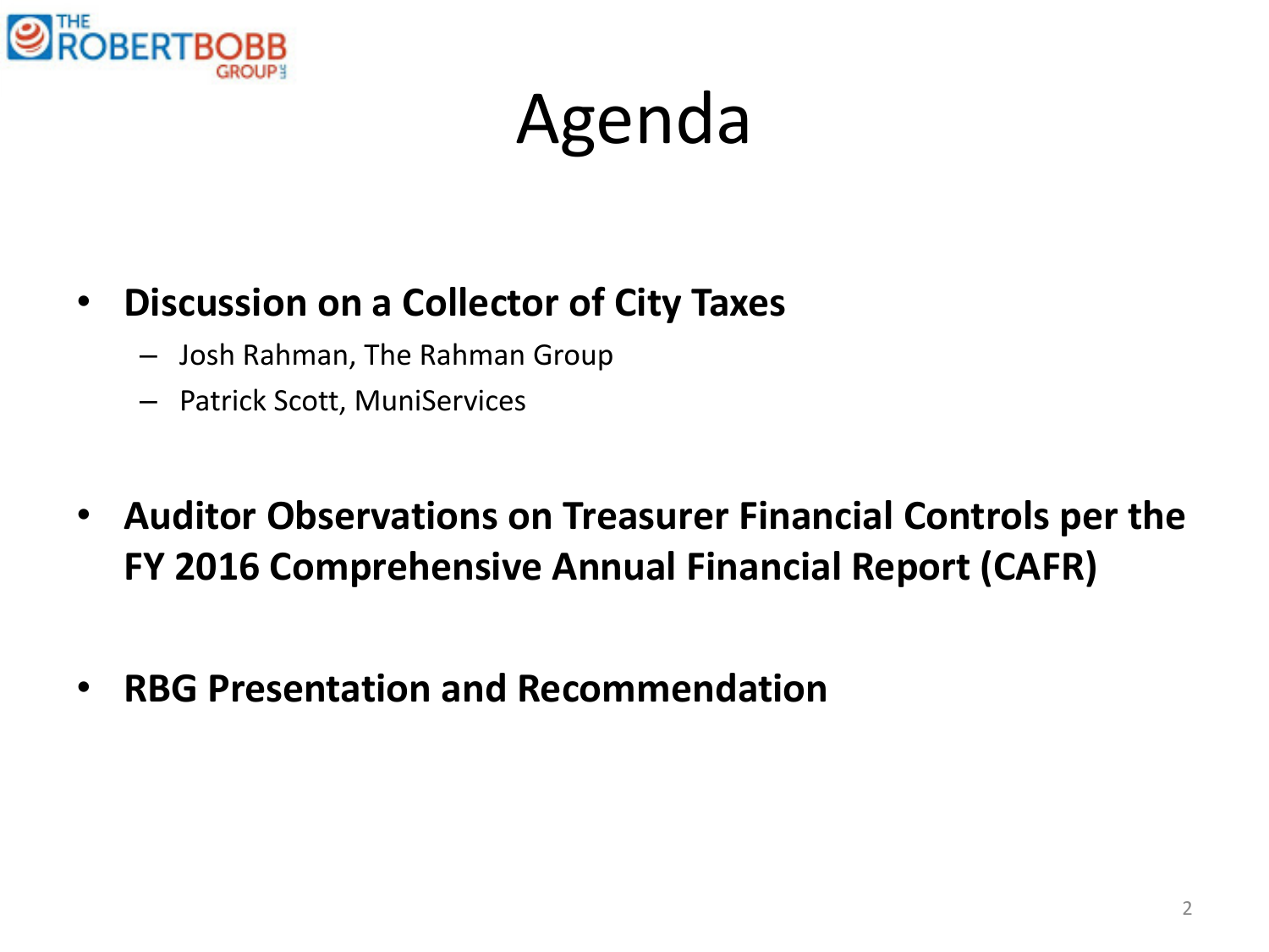# Agenda

- **Discussion on a Collector of City Taxes**
  - Josh Rahman, The Rahman Group
  - Patrick Scott, MuniServices

- **Auditor Observations on Treasurer Financial Controls per the FY 2016 Comprehensive Annual Financial Report (CAFR)**

- **RBG Presentation and Recommendation**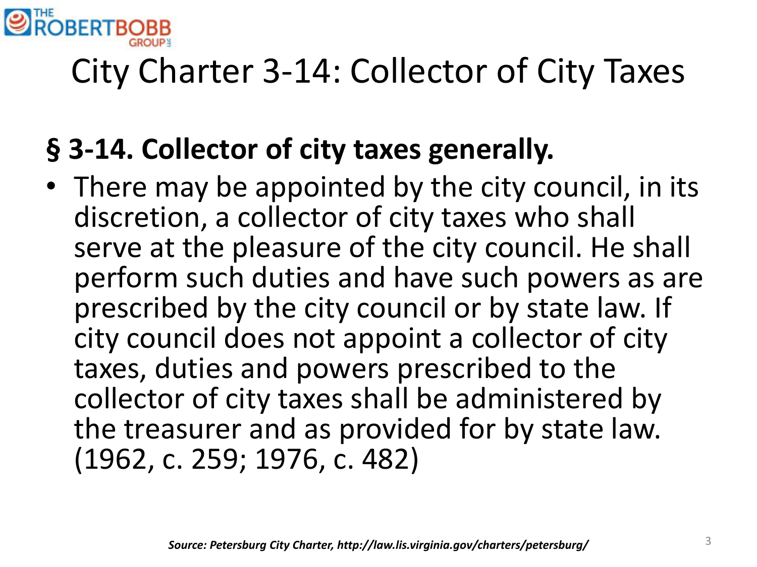# City Charter 3-14: Collector of City Taxes

## § 3-14. Collector of city taxes generally.

- There may be appointed by the city council, in its discretion, a collector of city taxes who shall serve at the pleasure of the city council. He shall perform such duties and have such powers as are prescribed by the city council or by state law. If city council does not appoint a collector of city taxes, duties and powers prescribed to the collector of city taxes shall be administered by the treasurer and as provided for by state law. (1962, c. 259; 1976, c. 482)

***Source: Petersburg City Charter, http://law.lis.virginia.gov/charters/petersburg/***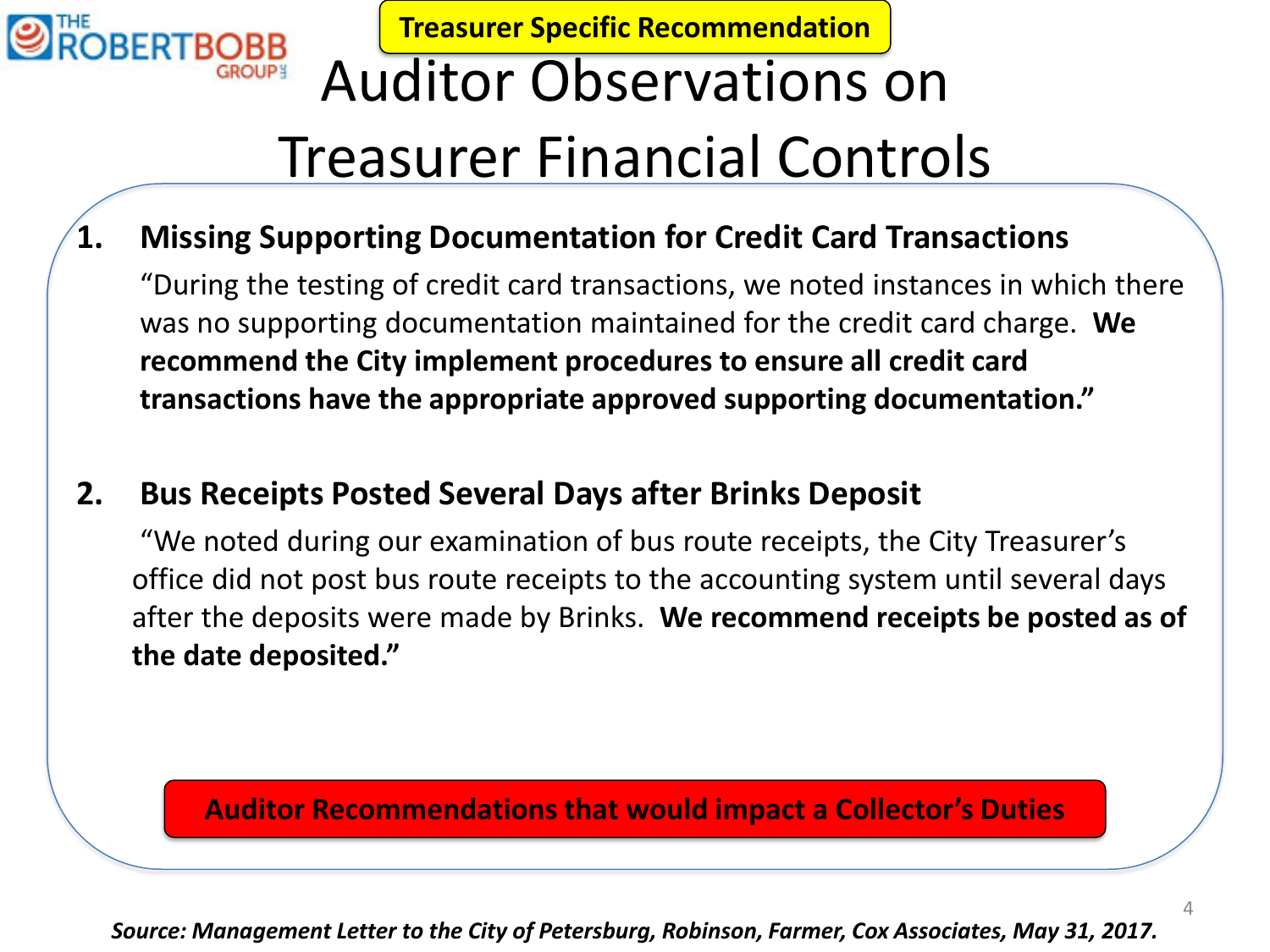**Treasurer Specific Recommendation**

# Auditor Observations on Treasurer Financial Controls

1. **Missing Supporting Documentation for Credit Card Transactions**

   "During the testing of credit card transactions, we noted instances in which there was no supporting documentation maintained for the credit card charge. **We recommend the City implement procedures to ensure all credit card transactions have the appropriate approved supporting documentation."**

2. **Bus Receipts Posted Several Days after Brinks Deposit**

   "We noted during our examination of bus route receipts, the City Treasurer's office did not post bus route receipts to the accounting system until several days after the deposits were made by Brinks. **We recommend receipts be posted as of the date deposited."**

**Auditor Recommendations that would impact a Collector's Duties**

***Source: Management Letter to the City of Petersburg, Robinson, Farmer, Cox Associates, May 31, 2017.***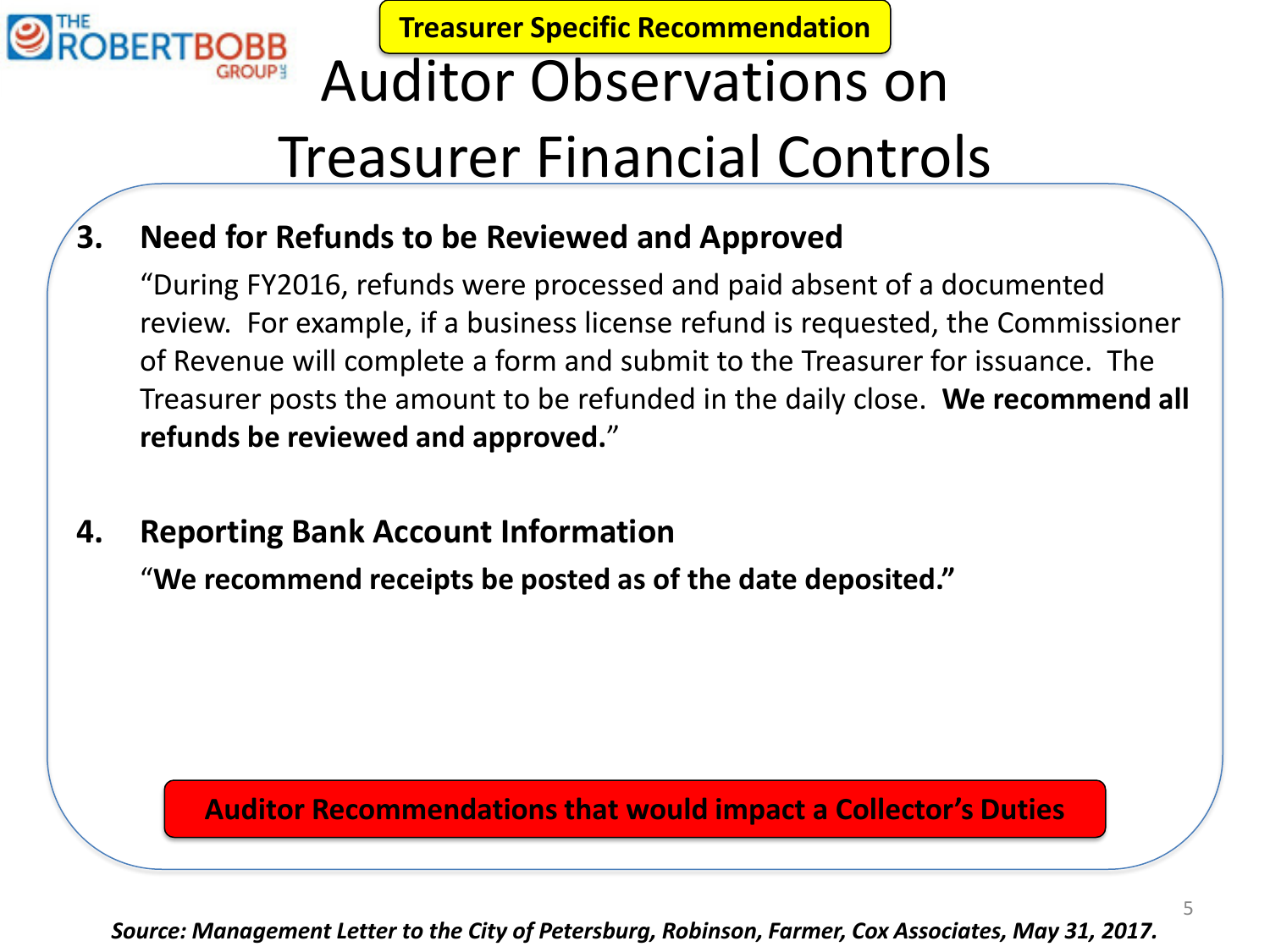**Treasurer Specific Recommendation**

# Auditor Observations on Treasurer Financial Controls

3. **Need for Refunds to be Reviewed and Approved**

   "During FY2016, refunds were processed and paid absent of a documented review. For example, if a business license refund is requested, the Commissioner of Revenue will complete a form and submit to the Treasurer for issuance. The Treasurer posts the amount to be refunded in the daily close. **We recommend all refunds be reviewed and approved.**"

4. **Reporting Bank Account Information**

   "**We recommend receipts be posted as of the date deposited.**"

**Auditor Recommendations that would impact a Collector's Duties**

***Source: Management Letter to the City of Petersburg, Robinson, Farmer, Cox Associates, May 31, 2017.***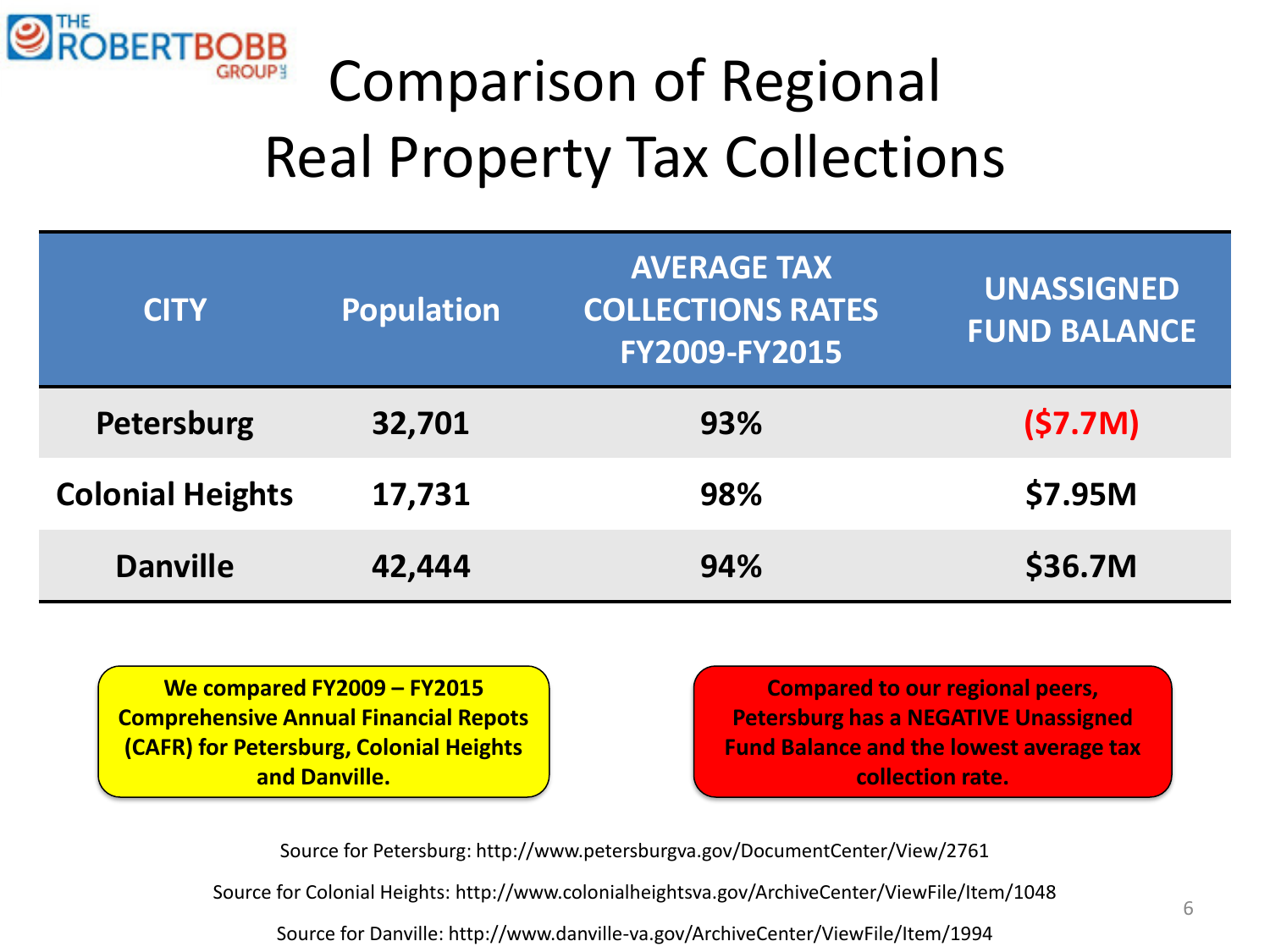# Comparison of Regional Real Property Tax Collections

| CITY | Population | AVERAGE TAX COLLECTIONS RATES FY2009-FY2015 | UNASSIGNED FUND BALANCE |
|---|---|---|---|
| Petersburg | 32,701 | 93% | ($7.7M) |
| Colonial Heights | 17,731 | 98% | $7.95M |
| Danville | 42,444 | 94% | $36.7M |

**We compared FY2009 – FY2015 Comprehensive Annual Financial Repots (CAFR) for Petersburg, Colonial Heights and Danville.**

**Compared to our regional peers, Petersburg has a NEGATIVE Unassigned Fund Balance and the lowest average tax collection rate.**

Source for Petersburg: http://www.petersburgva.gov/DocumentCenter/View/2761

Source for Colonial Heights: http://www.colonialheightsva.gov/ArchiveCenter/ViewFile/Item/1048

Source for Danville: http://www.danville-va.gov/ArchiveCenter/ViewFile/Item/1994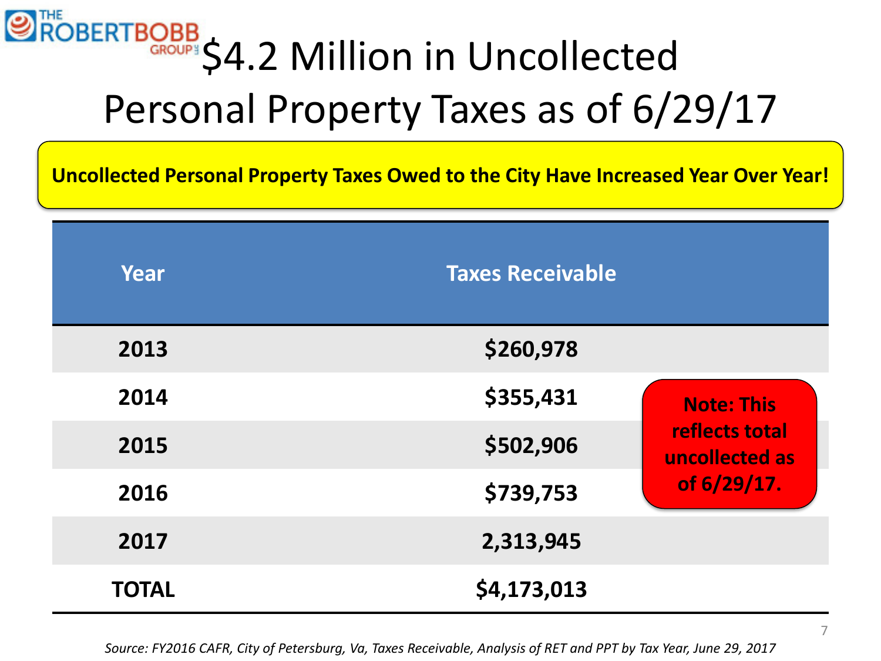# $4.2 Million in Uncollected Personal Property Taxes as of 6/29/17

**Uncollected Personal Property Taxes Owed to the City Have Increased Year Over Year!**

| Year | Taxes Receivable |
|---|---|
| **2013** | **$260,978** |
| **2014** | **$355,431** |
| **2015** | **$502,906** |
| **2016** | **$739,753** |
| **2017** | **2,313,945** |
| **TOTAL** | **$4,173,013** |

**Note: This reflects total uncollected as of 6/29/17.**

*Source: FY2016 CAFR, City of Petersburg, Va, Taxes Receivable, Analysis of RET and PPT by Tax Year, June 29, 2017*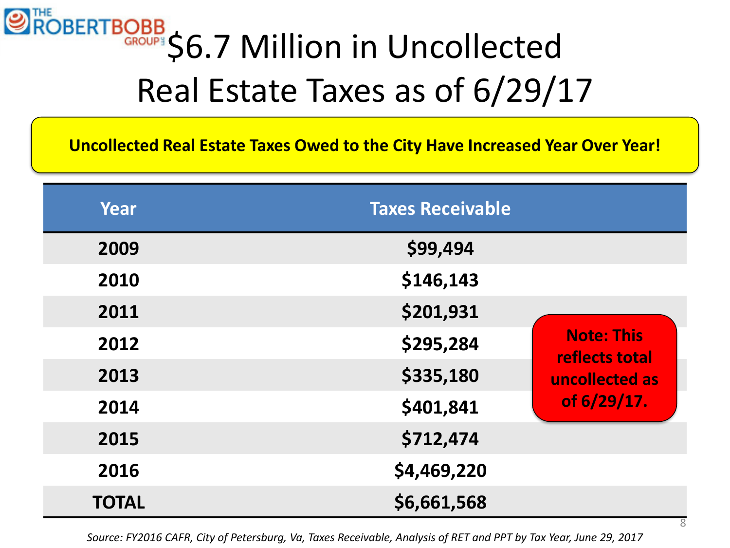# $6.7 Million in Uncollected Real Estate Taxes as of 6/29/17

**Uncollected Real Estate Taxes Owed to the City Have Increased Year Over Year!**

| Year | Taxes Receivable |
|---|---|
| 2009 | $99,494 |
| 2010 | $146,143 |
| 2011 | $201,931 |
| 2012 | $295,284 |
| 2013 | $335,180 |
| 2014 | $401,841 |
| 2015 | $712,474 |
| 2016 | $4,469,220 |
| **TOTAL** | **$6,661,568** |

**Note: This reflects total uncollected as of 6/29/17.**

*Source: FY2016 CAFR, City of Petersburg, Va, Taxes Receivable, Analysis of RET and PPT by Tax Year, June 29, 2017*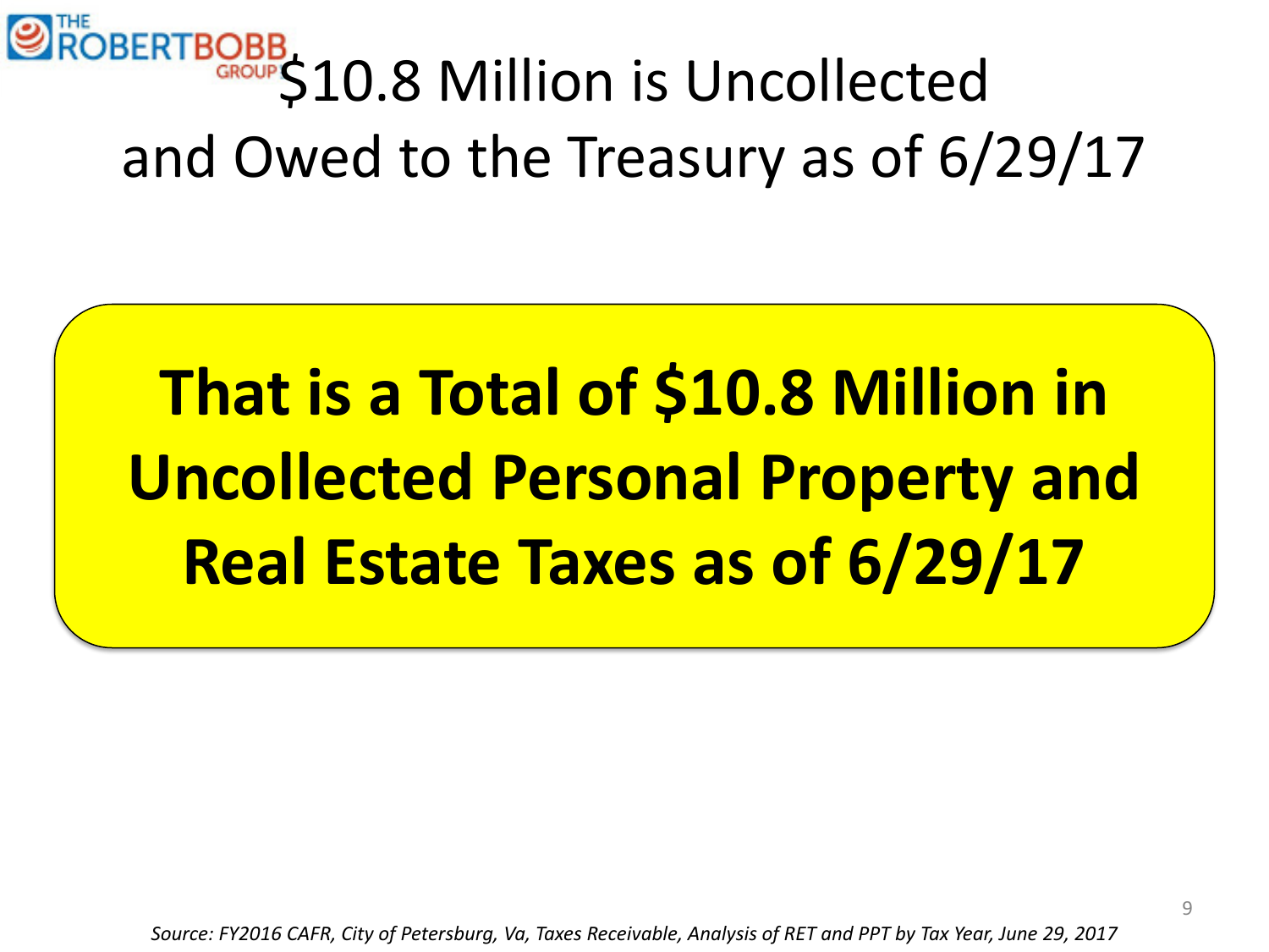# $10.8 Million is Uncollected and Owed to the Treasury as of 6/29/17

**That is a Total of $10.8 Million in Uncollected Personal Property and Real Estate Taxes as of 6/29/17**

*Source: FY2016 CAFR, City of Petersburg, Va, Taxes Receivable, Analysis of RET and PPT by Tax Year, June 29, 2017*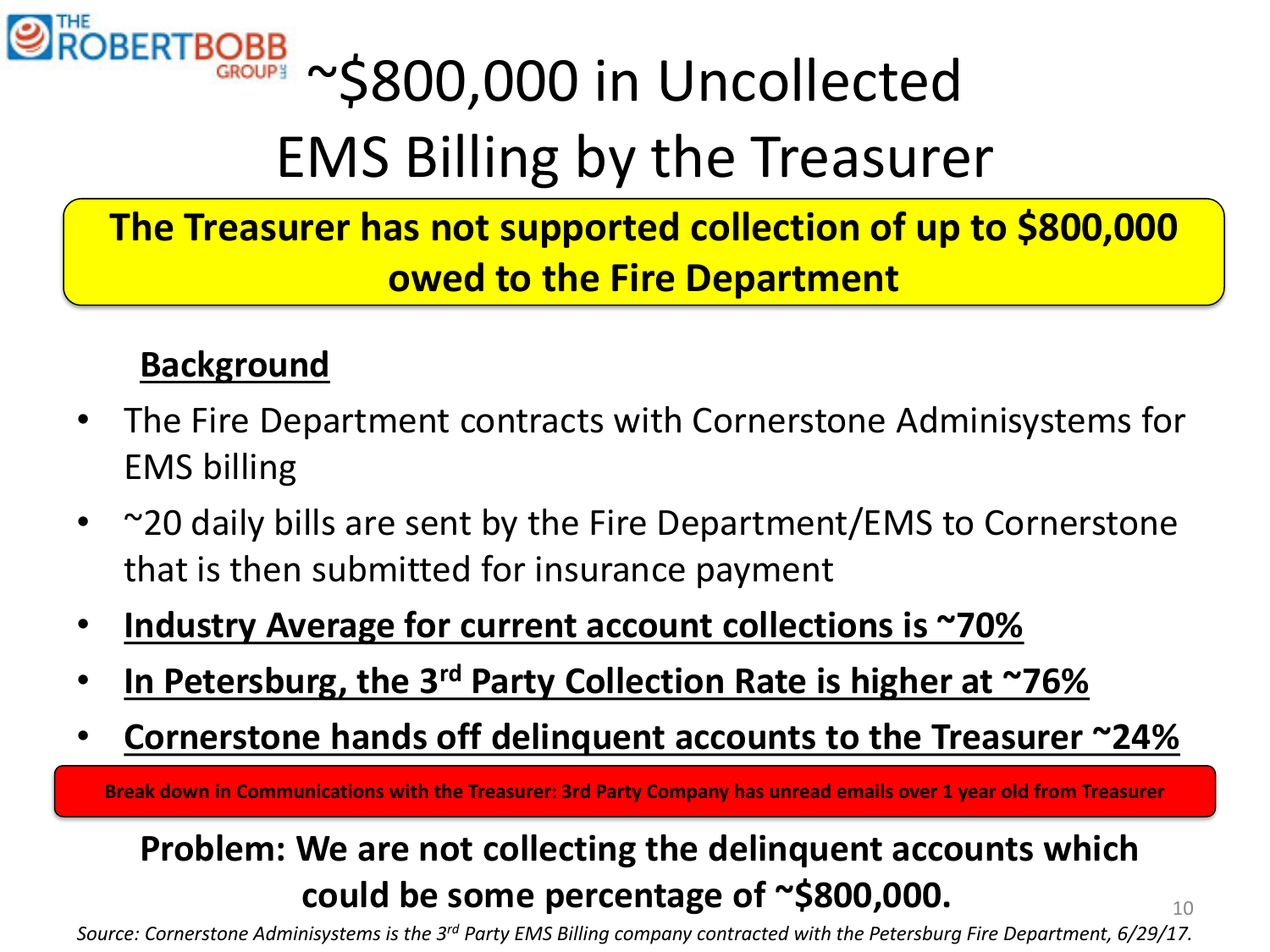# ~$800,000 in Uncollected EMS Billing by the Treasurer

**The Treasurer has not supported collection of up to $800,000 owed to the Fire Department**

### Background

- The Fire Department contracts with Cornerstone Adminisystems for EMS billing
- ~20 daily bills are sent by the Fire Department/EMS to Cornerstone that is then submitted for insurance payment
- **Industry Average for current account collections is ~70%**
- **In Petersburg, the 3rd Party Collection Rate is higher at ~76%**
- **Cornerstone hands off delinquent accounts to the Treasurer ~24%**

**Break down in Communications with the Treasurer: 3rd Party Company has unread emails over 1 year old from Treasurer**

**Problem: We are not collecting the delinquent accounts which could be some percentage of ~$800,000.**

*Source: Cornerstone Adminisystems is the 3rd Party EMS Billing company contracted with the Petersburg Fire Department, 6/29/17.*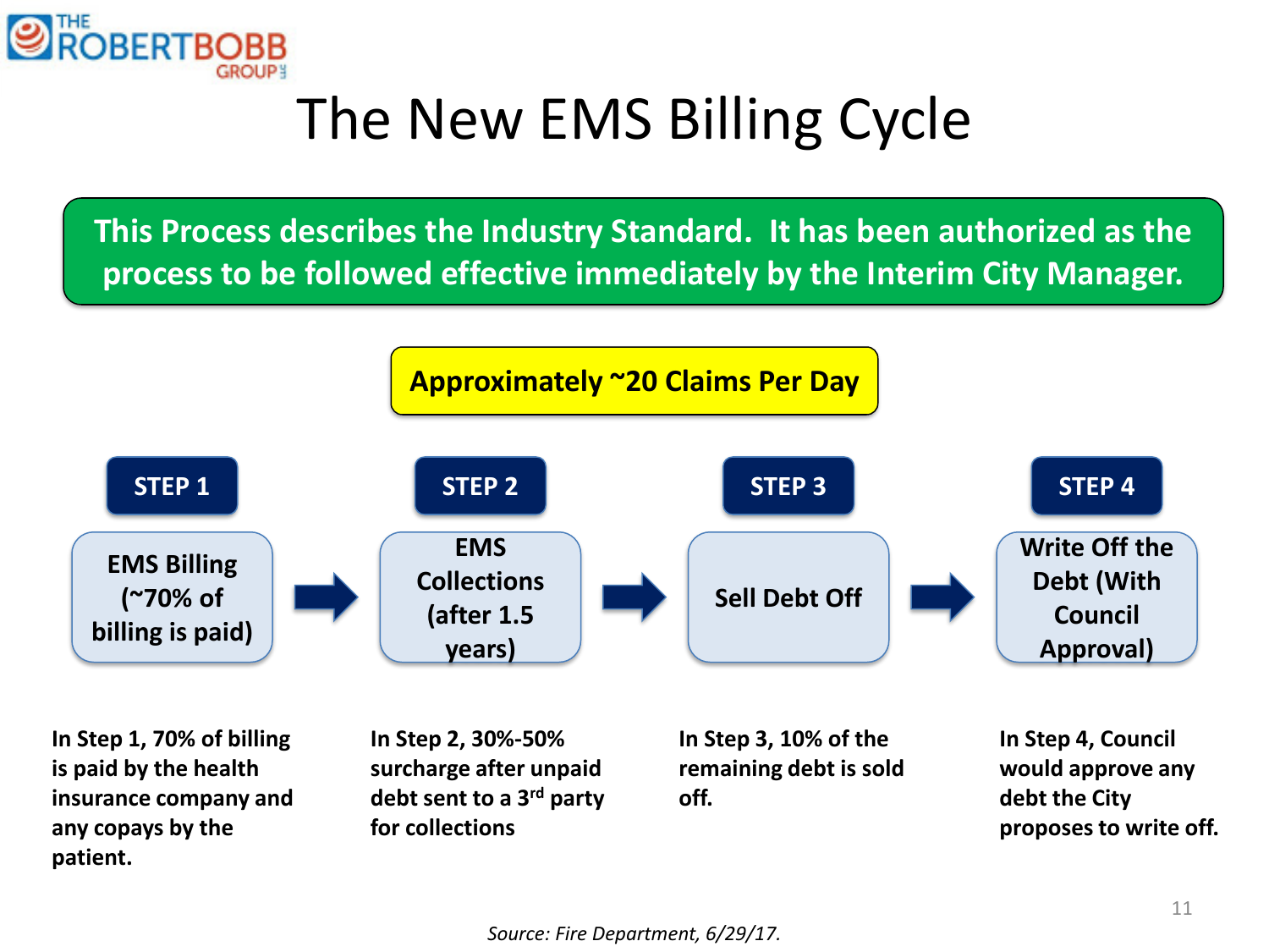# The New EMS Billing Cycle

**This Process describes the Industry Standard. It has been authorized as the process to be followed effective immediately by the Interim City Manager.**

**Approximately ~20 Claims Per Day**

| STEP 1 | STEP 2 | STEP 3 | STEP 4 |
|---|---|---|---|
| EMS Billing (~70% of billing is paid) | EMS Collections (after 1.5 years) | Sell Debt Off | Write Off the Debt (With Council Approval) |
| In Step 1, 70% of billing is paid by the health insurance company and any copays by the patient. | In Step 2, 30%-50% surcharge after unpaid debt sent to a 3rd party for collections | In Step 3, 10% of the remaining debt is sold off. | In Step 4, Council would approve any debt the City proposes to write off. |

*Source: Fire Department, 6/29/17.*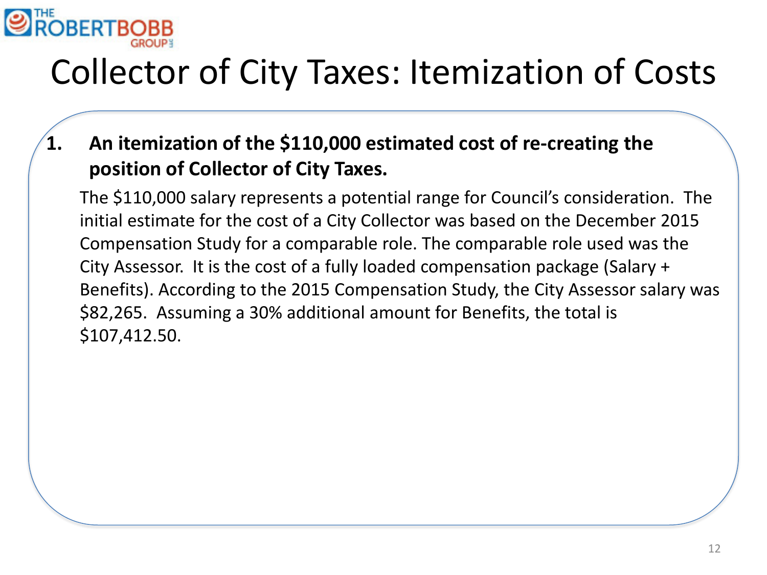# Collector of City Taxes: Itemization of Costs

1. **An itemization of the $110,000 estimated cost of re-creating the position of Collector of City Taxes.**

   The $110,000 salary represents a potential range for Council's consideration. The initial estimate for the cost of a City Collector was based on the December 2015 Compensation Study for a comparable role. The comparable role used was the City Assessor. It is the cost of a fully loaded compensation package (Salary + Benefits). According to the 2015 Compensation Study, the City Assessor salary was $82,265. Assuming a 30% additional amount for Benefits, the total is $107,412.50.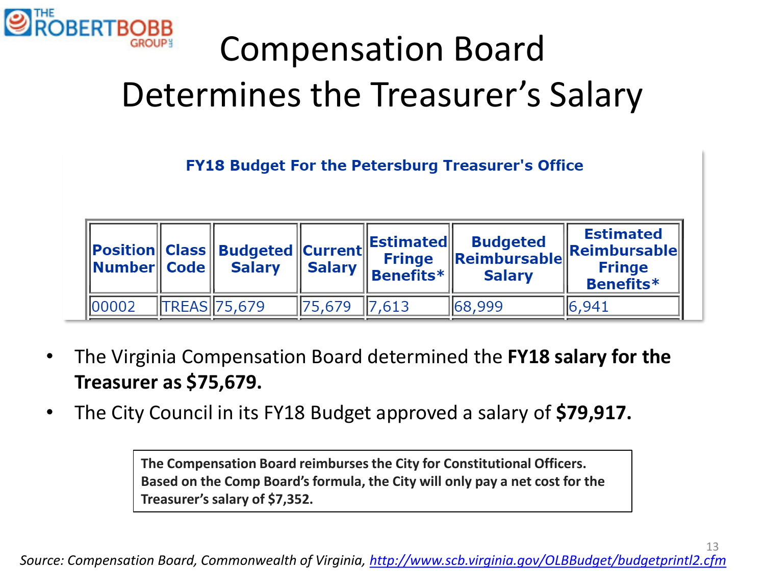# Compensation Board Determines the Treasurer's Salary

**FY18 Budget For the Petersburg Treasurer's Office**

| Position Number | Class Code | Budgeted Salary | Current Salary | Estimated Fringe Benefits* | Budgeted Reimbursable Salary | Estimated Reimbursable Fringe Benefits* |
|---|---|---|---|---|---|---|
| 00002 | TREAS | 75,679 | 75,679 | 7,613 | 68,999 | 6,941 |

- The Virginia Compensation Board determined the **FY18 salary for the Treasurer as $75,679.**
- The City Council in its FY18 Budget approved a salary of **$79,917.**

**The Compensation Board reimburses the City for Constitutional Officers. Based on the Comp Board's formula, the City will only pay a net cost for the Treasurer's salary of $7,352.**

*Source: Compensation Board, Commonwealth of Virginia, http://www.scb.virginia.gov/OLBBudget/budgetprintl2.cfm*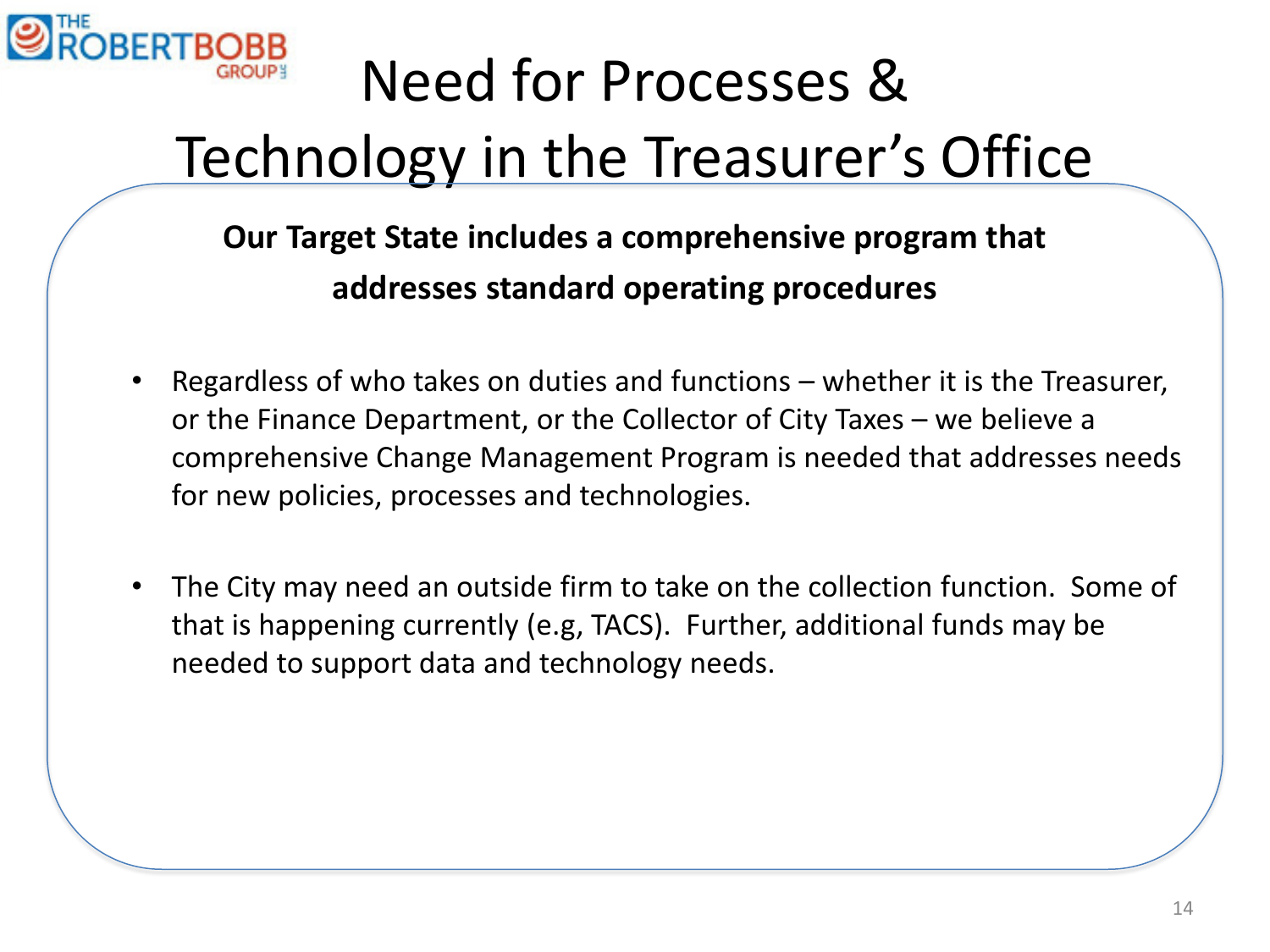# Need for Processes & Technology in the Treasurer's Office

**Our Target State includes a comprehensive program that addresses standard operating procedures**

- Regardless of who takes on duties and functions – whether it is the Treasurer, or the Finance Department, or the Collector of City Taxes – we believe a comprehensive Change Management Program is needed that addresses needs for new policies, processes and technologies.
- The City may need an outside firm to take on the collection function. Some of that is happening currently (e.g, TACS). Further, additional funds may be needed to support data and technology needs.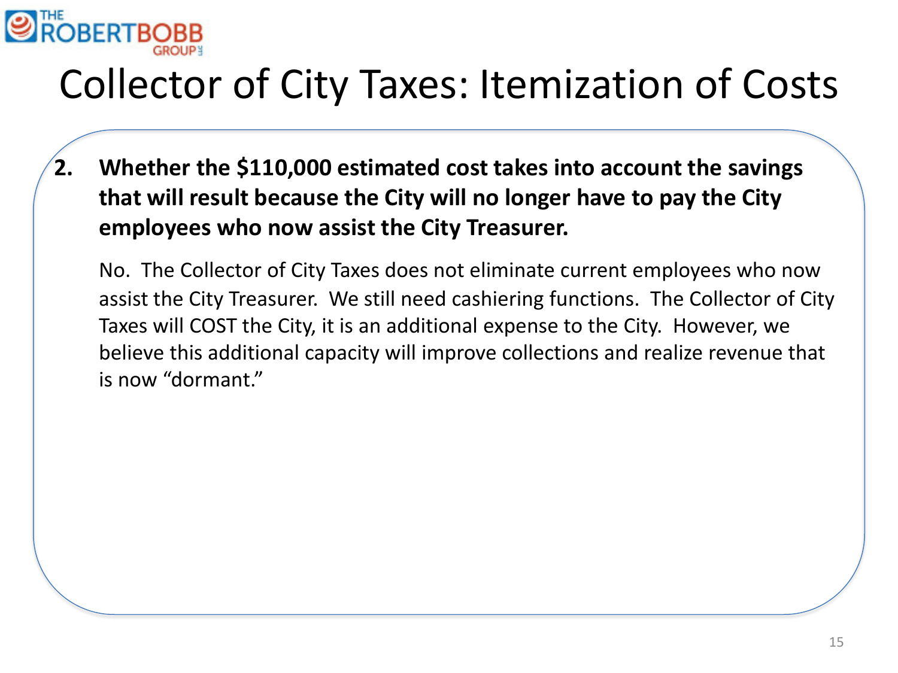# Collector of City Taxes: Itemization of Costs

2. **Whether the $110,000 estimated cost takes into account the savings that will result because the City will no longer have to pay the City employees who now assist the City Treasurer.**

   No. The Collector of City Taxes does not eliminate current employees who now assist the City Treasurer. We still need cashiering functions. The Collector of City Taxes will COST the City, it is an additional expense to the City. However, we believe this additional capacity will improve collections and realize revenue that is now "dormant."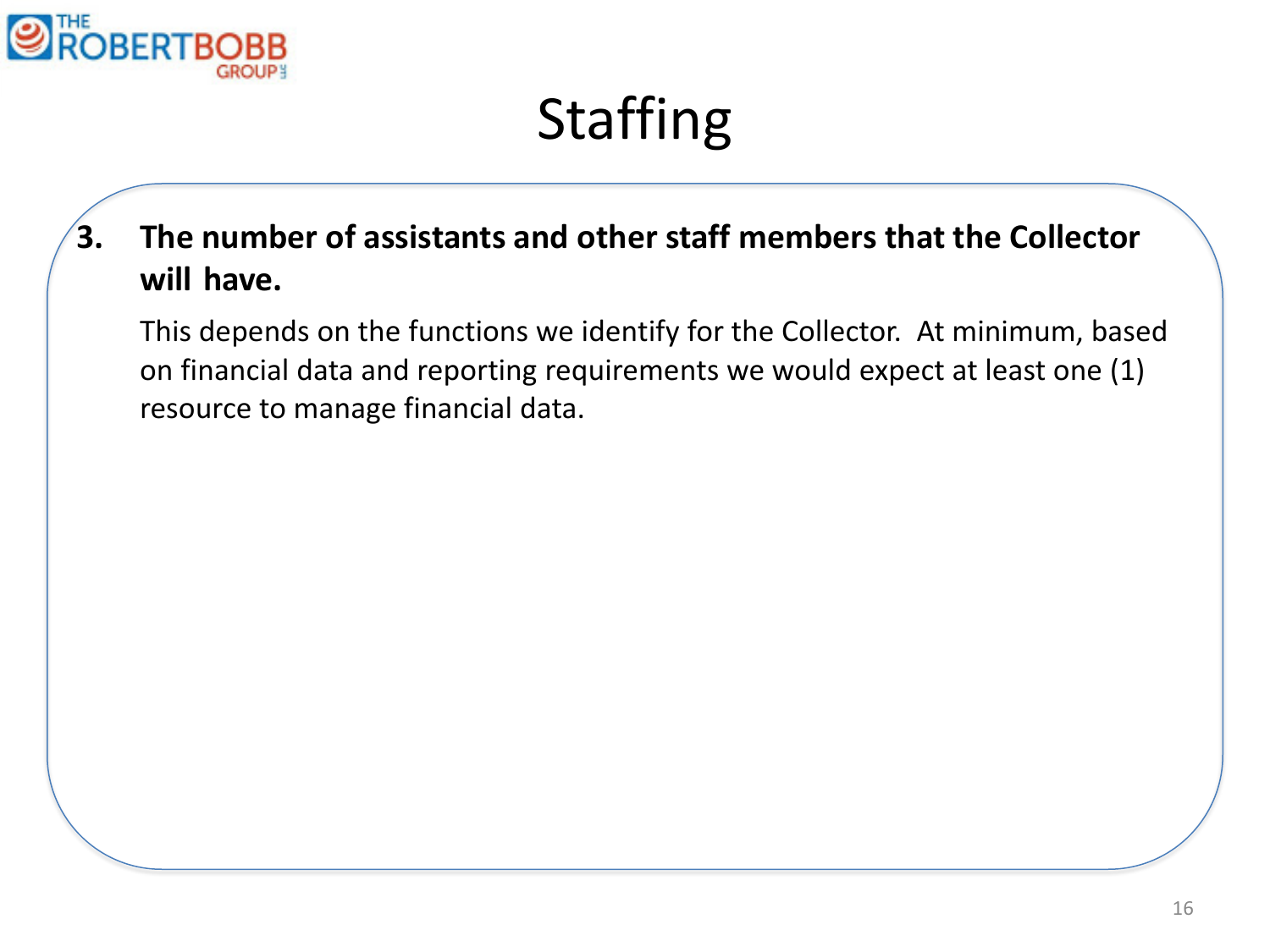# Staffing

**3. The number of assistants and other staff members that the Collector will have.**

This depends on the functions we identify for the Collector. At minimum, based on financial data and reporting requirements we would expect at least one (1) resource to manage financial data.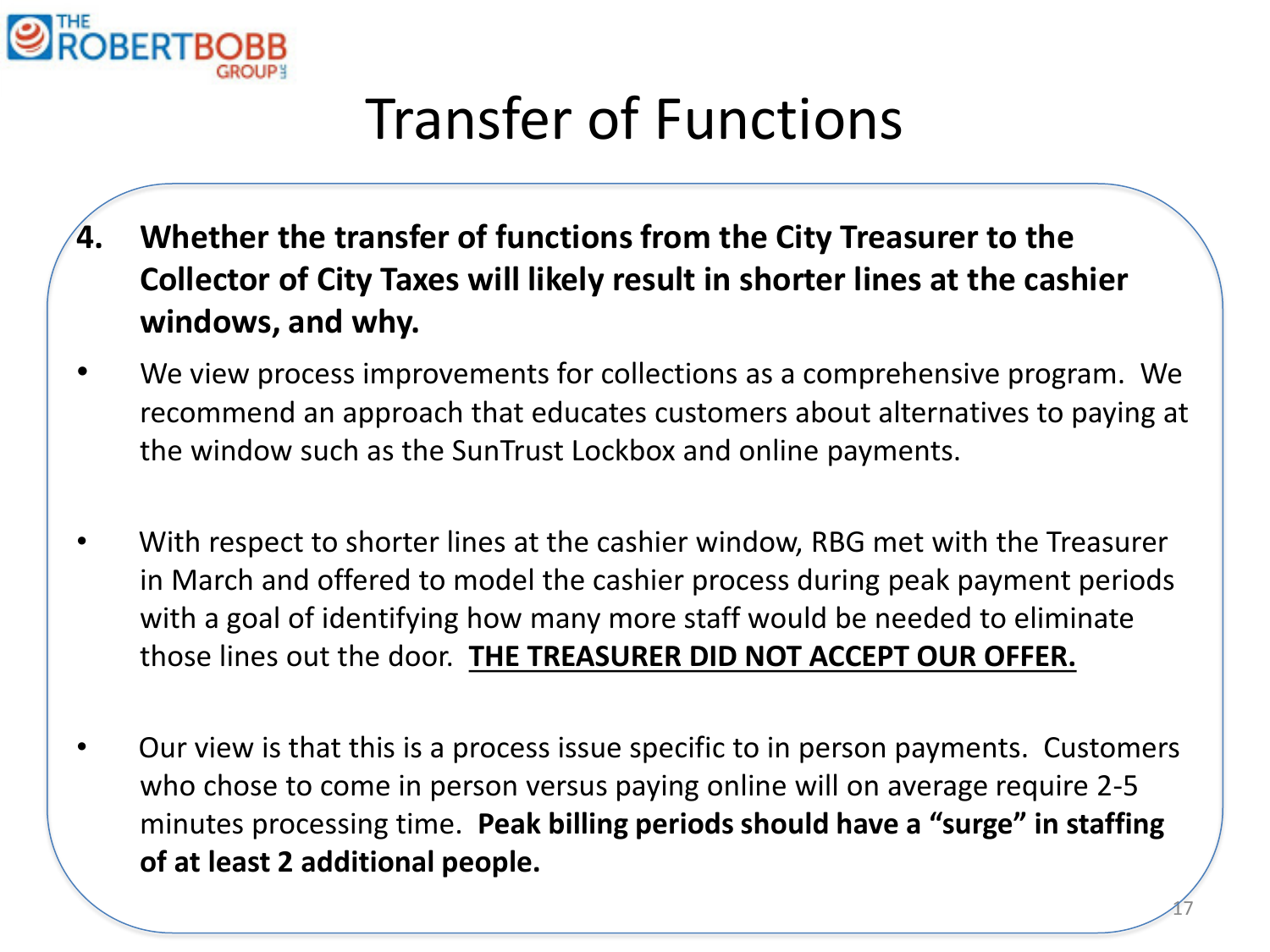# Transfer of Functions

**4. Whether the transfer of functions from the City Treasurer to the Collector of City Taxes will likely result in shorter lines at the cashier windows, and why.**

- We view process improvements for collections as a comprehensive program. We recommend an approach that educates customers about alternatives to paying at the window such as the SunTrust Lockbox and online payments.

- With respect to shorter lines at the cashier window, RBG met with the Treasurer in March and offered to model the cashier process during peak payment periods with a goal of identifying how many more staff would be needed to eliminate those lines out the door. <u>**THE TREASURER DID NOT ACCEPT OUR OFFER.**</u>

- Our view is that this is a process issue specific to in person payments. Customers who chose to come in person versus paying online will on average require 2-5 minutes processing time. **Peak billing periods should have a "surge" in staffing of at least 2 additional people.**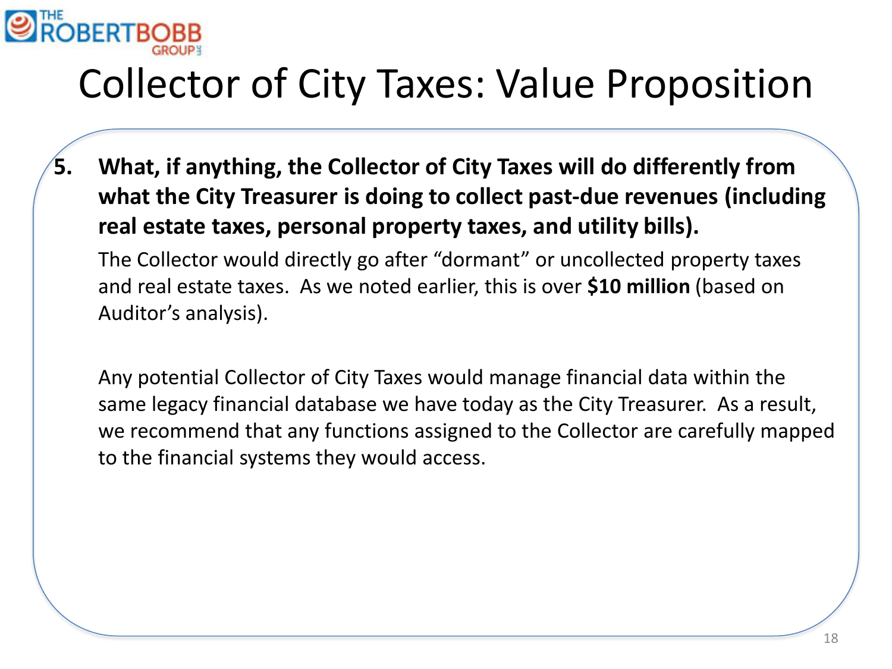# Collector of City Taxes: Value Proposition

5. **What, if anything, the Collector of City Taxes will do differently from what the City Treasurer is doing to collect past-due revenues (including real estate taxes, personal property taxes, and utility bills).**

   The Collector would directly go after "dormant" or uncollected property taxes and real estate taxes. As we noted earlier, this is over **$10 million** (based on Auditor's analysis).

   Any potential Collector of City Taxes would manage financial data within the same legacy financial database we have today as the City Treasurer. As a result, we recommend that any functions assigned to the Collector are carefully mapped to the financial systems they would access.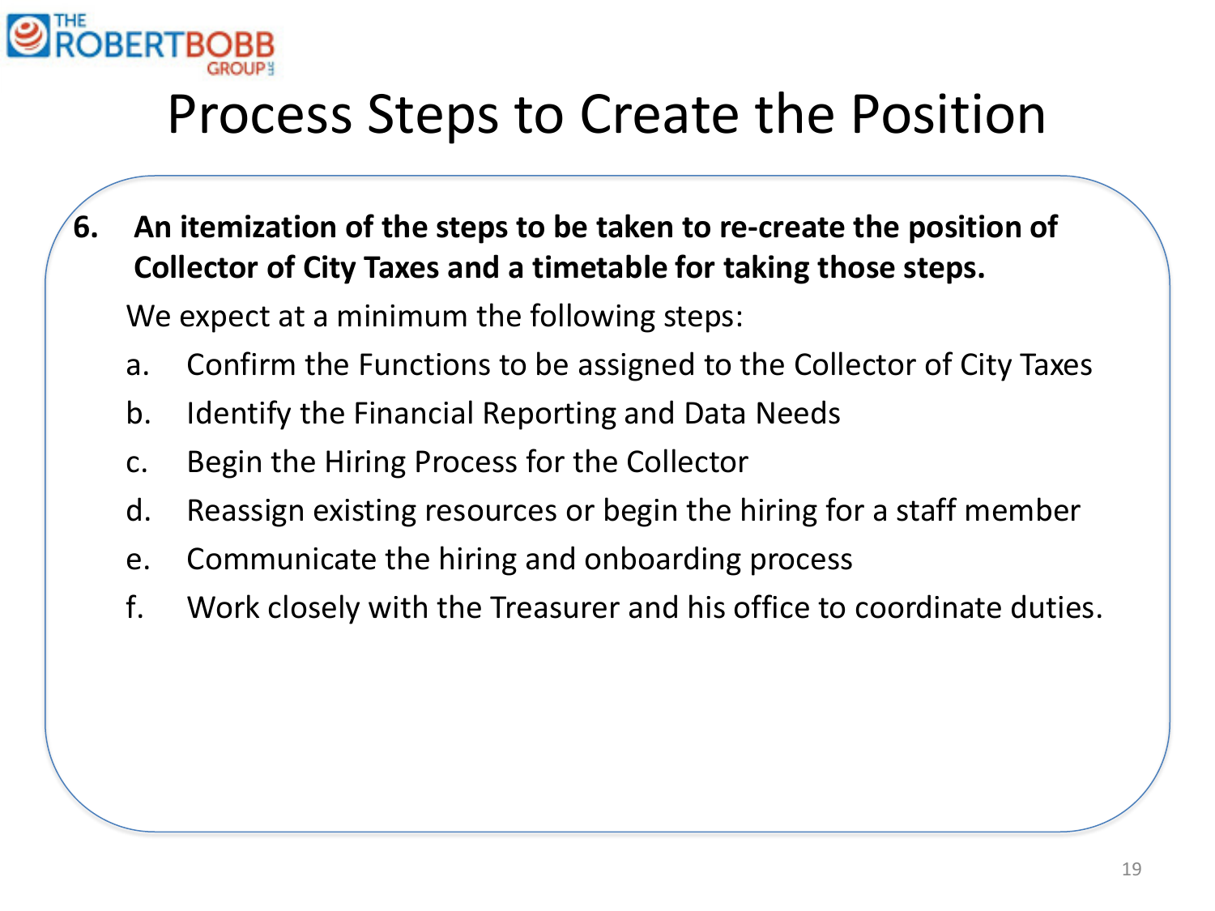# Process Steps to Create the Position

6. **An itemization of the steps to be taken to re-create the position of Collector of City Taxes and a timetable for taking those steps.**

   We expect at a minimum the following steps:

   a. Confirm the Functions to be assigned to the Collector of City Taxes
   b. Identify the Financial Reporting and Data Needs
   c. Begin the Hiring Process for the Collector
   d. Reassign existing resources or begin the hiring for a staff member
   e. Communicate the hiring and onboarding process
   f. Work closely with the Treasurer and his office to coordinate duties.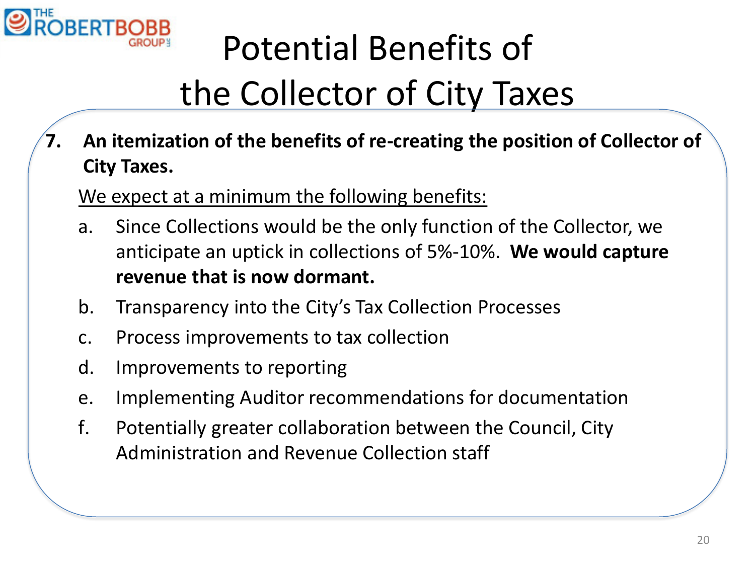# Potential Benefits of the Collector of City Taxes

**7. An itemization of the benefits of re-creating the position of Collector of City Taxes.**

<u>We expect at a minimum the following benefits:</u>

a. Since Collections would be the only function of the Collector, we anticipate an uptick in collections of 5%-10%. **We would capture revenue that is now dormant.**

b. Transparency into the City's Tax Collection Processes

c. Process improvements to tax collection

d. Improvements to reporting

e. Implementing Auditor recommendations for documentation

f. Potentially greater collaboration between the Council, City Administration and Revenue Collection staff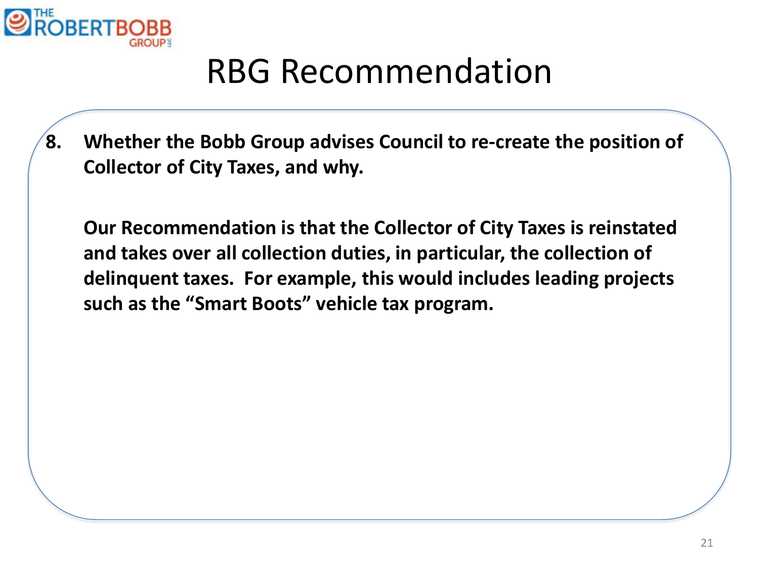# RBG Recommendation

8. **Whether the Bobb Group advises Council to re-create the position of Collector of City Taxes, and why.**

   **Our Recommendation is that the Collector of City Taxes is reinstated and takes over all collection duties, in particular, the collection of delinquent taxes. For example, this would includes leading projects such as the "Smart Boots" vehicle tax program.**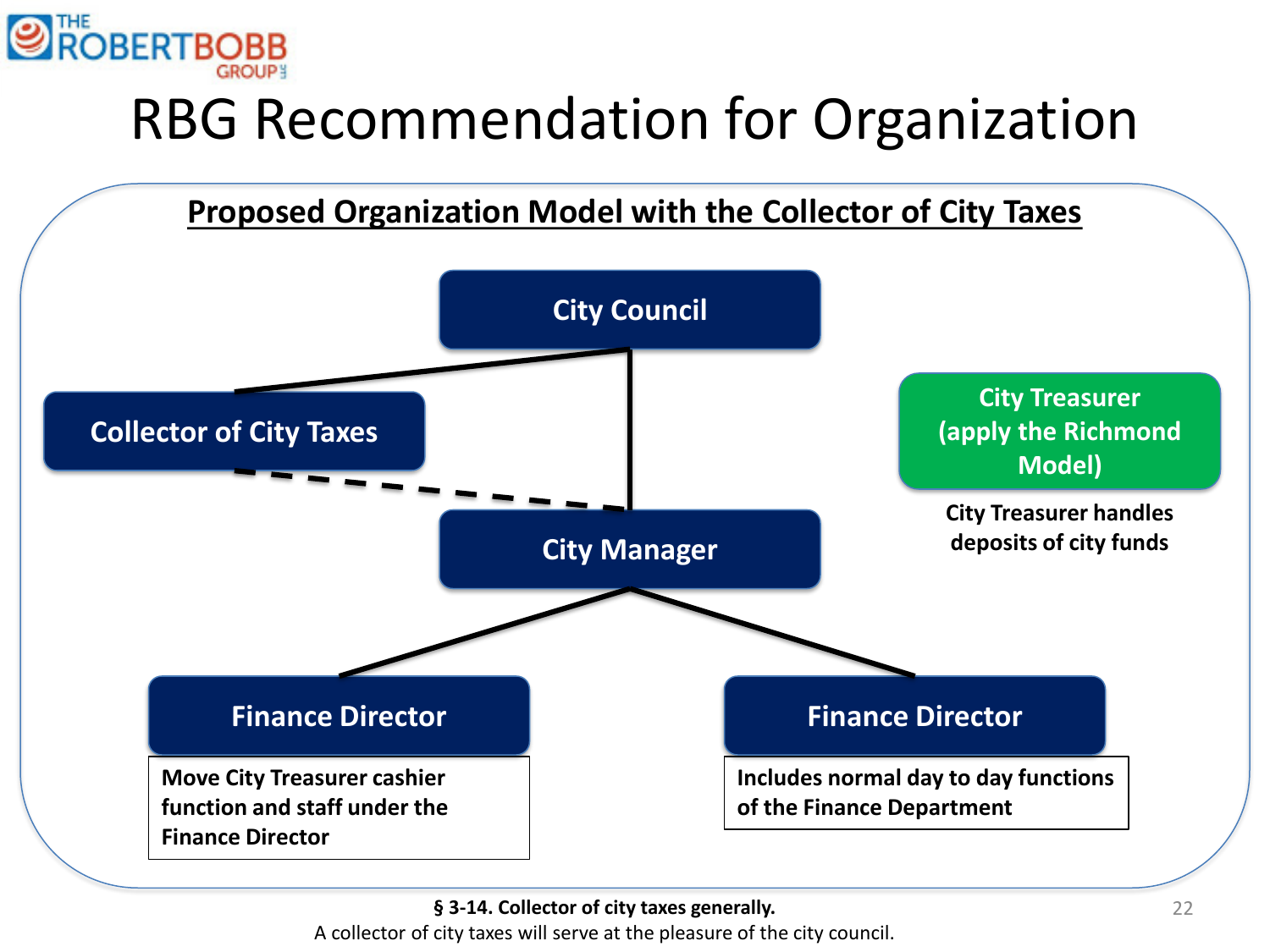# RBG Recommendation for Organization

**Proposed Organization Model with the Collector of City Taxes**

- **City Council**
  - **Collector of City Taxes** (dashed line to City Manager)
  - **City Manager**
    - **Finance Director**
      - Move City Treasurer cashier function and staff under the Finance Director
    - **Finance Director**
      - Includes normal day to day functions of the Finance Department

**City Treasurer (apply the Richmond Model)**

City Treasurer handles deposits of city funds

**§ 3-14. Collector of city taxes generally.**

A collector of city taxes will serve at the pleasure of the city council.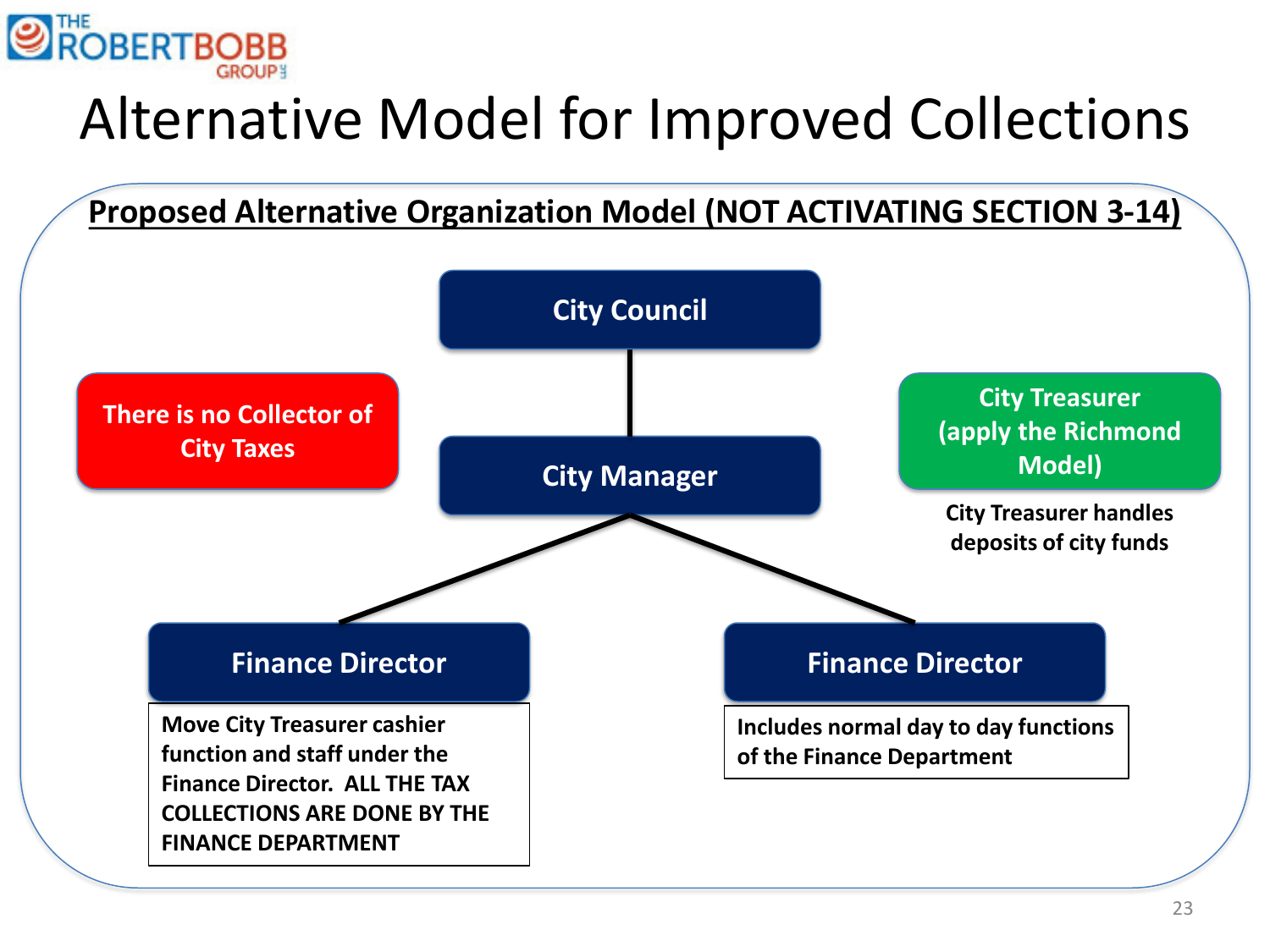# Alternative Model for Improved Collections

**Proposed Alternative Organization Model (NOT ACTIVATING SECTION 3-14)**

City Council

City Manager

There is no Collector of City Taxes

City Treasurer (apply the Richmond Model)

City Treasurer handles deposits of city funds

Finance Director

Move City Treasurer cashier function and staff under the Finance Director. ALL THE TAX COLLECTIONS ARE DONE BY THE FINANCE DEPARTMENT

Finance Director

Includes normal day to day functions of the Finance Department